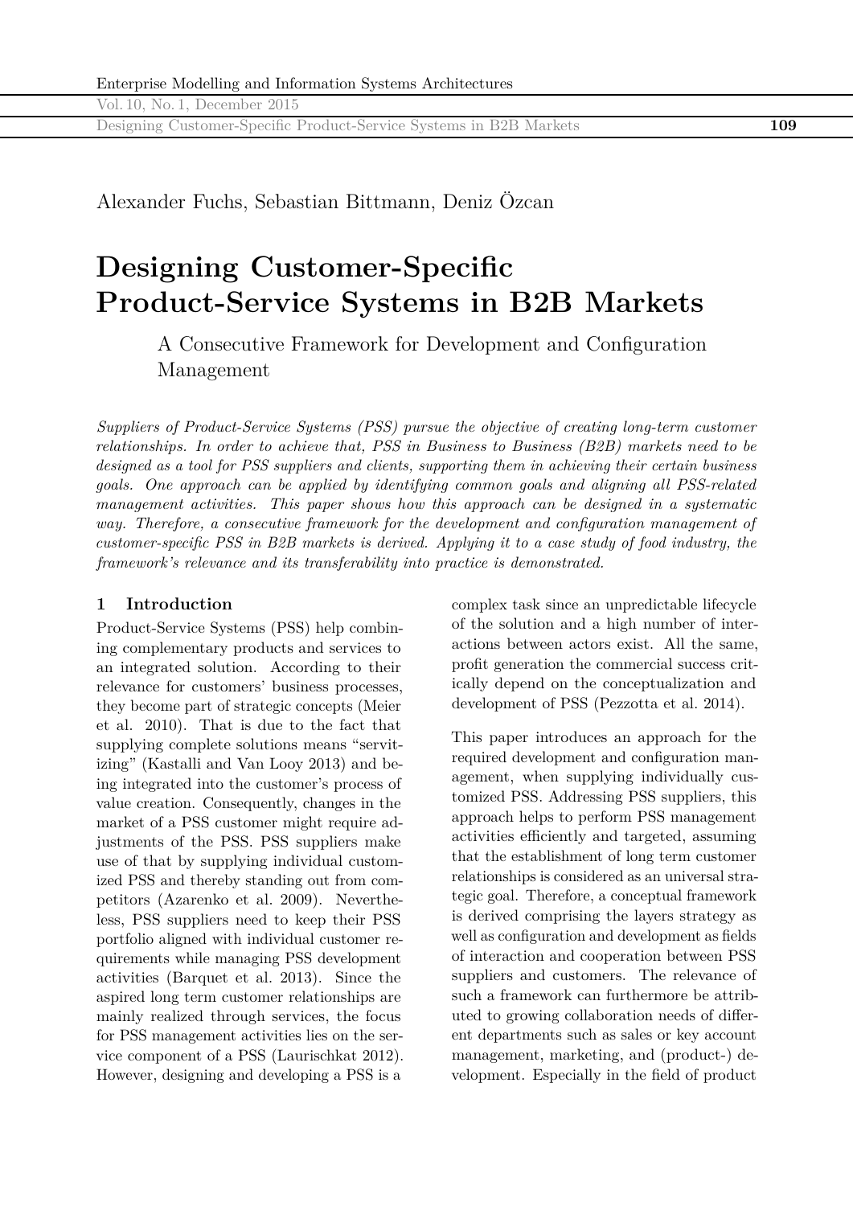Alexander Fuchs, Sebastian Bittmann, Deniz Özcan

# Designing Customer-Specific Product-Service Systems in B2B Markets

## A Consecutive Framework for Development and Configuration Management

*Suppliers of Product-Service Systems (PSS) pursue the objective of creating long-term customer relationships. In order to achieve that, PSS in Business to Business (B2B) markets need to be designed as a tool for PSS suppliers and clients, supporting them in achieving their certain business goals. One approach can be applied by identifying common goals and aligning all PSS-related management activities. This paper shows how this approach can be designed in a systematic way. Therefore, a consecutive framework for the development and configuration management of customer-specific PSS in B2B markets is derived. Applying it to a case study of food industry, the framework's relevance and its transferability into practice is demonstrated.*

### 1 Introduction

Product-Service Systems (PSS) help combining complementary products and services to an integrated solution. According to their relevance for customers' business processes, they become part of strategic concepts (Meier et al. 2010). That is due to the fact that supplying complete solutions means "servitizing" (Kastalli and Van Looy 2013) and being integrated into the customer's process of value creation. Consequently, changes in the market of a PSS customer might require adjustments of the PSS. PSS suppliers make use of that by supplying individual customized PSS and thereby standing out from competitors (Azarenko et al. 2009). Nevertheless, PSS suppliers need to keep their PSS portfolio aligned with individual customer requirements while managing PSS development activities (Barquet et al. 2013). Since the aspired long term customer relationships are mainly realized through services, the focus for PSS management activities lies on the service component of a PSS (Laurischkat 2012). However, designing and developing a PSS is a complex task since an unpredictable lifecycle of the solution and a high number of interactions between actors exist. All the same, profit generation the commercial success critically depend on the conceptualization and development of PSS (Pezzotta et al. 2014).

This paper introduces an approach for the required development and configuration management, when supplying individually customized PSS. Addressing PSS suppliers, this approach helps to perform PSS management activities efficiently and targeted, assuming that the establishment of long term customer relationships is considered as an universal strategic goal. Therefore, a conceptual framework is derived comprising the layers strategy as well as configuration and development as fields of interaction and cooperation between PSS suppliers and customers. The relevance of such a framework can furthermore be attributed to growing collaboration needs of different departments such as sales or key account management, marketing, and (product-) development. Especially in the field of product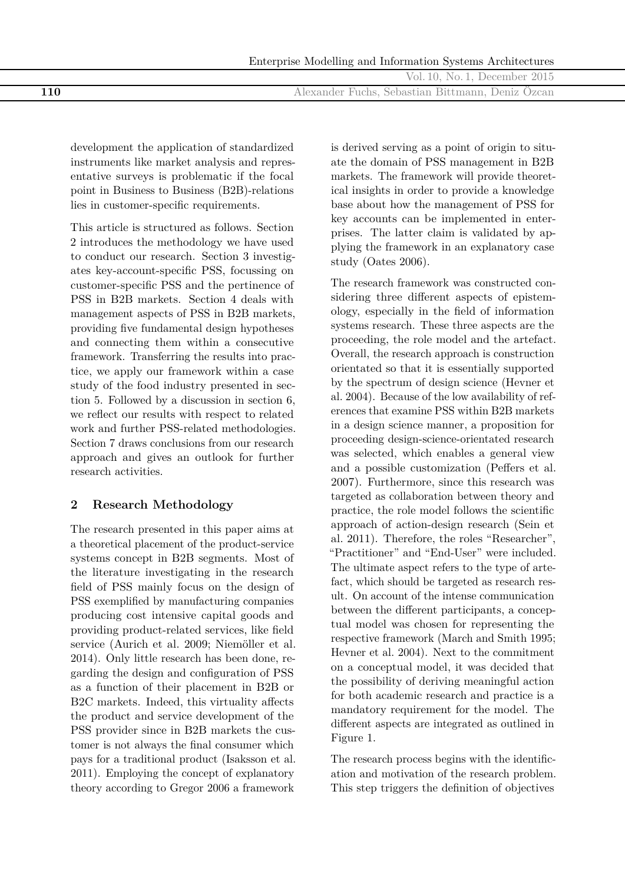development the application of standardized instruments like market analysis and representative surveys is problematic if the focal point in Business to Business (B2B)-relations lies in customer-specific requirements.

This article is structured as follows. Section 2 introduces the methodology we have used to conduct our research. Section 3 investigates key-account-specific PSS, focussing on customer-specific PSS and the pertinence of PSS in B2B markets. Section 4 deals with management aspects of PSS in B2B markets, providing five fundamental design hypotheses and connecting them within a consecutive framework. Transferring the results into practice, we apply our framework within a case study of the food industry presented in section 5. Followed by a discussion in section 6, we reflect our results with respect to related work and further PSS-related methodologies. Section 7 draws conclusions from our research approach and gives an outlook for further research activities.

## 2 Research Methodology

The research presented in this paper aims at a theoretical placement of the product-service systems concept in B2B segments. Most of the literature investigating in the research field of PSS mainly focus on the design of PSS exemplified by manufacturing companies producing cost intensive capital goods and providing product-related services, like field service (Aurich et al. 2009; Niemöller et al. 2014). Only little research has been done, regarding the design and configuration of PSS as a function of their placement in B2B or B2C markets. Indeed, this virtuality affects the product and service development of the PSS provider since in B2B markets the customer is not always the final consumer which pays for a traditional product (Isaksson et al. 2011). Employing the concept of explanatory theory according to Gregor 2006 a framework is derived serving as a point of origin to situate the domain of PSS management in B2B markets. The framework will provide theoretical insights in order to provide a knowledge base about how the management of PSS for key accounts can be implemented in enterprises. The latter claim is validated by applying the framework in an explanatory case study (Oates 2006).

The research framework was constructed considering three different aspects of epistemology, especially in the field of information systems research. These three aspects are the proceeding, the role model and the artefact. Overall, the research approach is construction orientated so that it is essentially supported by the spectrum of design science (Hevner et al. 2004). Because of the low availability of references that examine PSS within B2B markets in a design science manner, a proposition for proceeding design-science-orientated research was selected, which enables a general view and a possible customization (Peffers et al. 2007). Furthermore, since this research was targeted as collaboration between theory and practice, the role model follows the scientific approach of action-design research (Sein et al. 2011). Therefore, the roles "Researcher", "Practitioner" and "End-User" were included. The ultimate aspect refers to the type of artefact, which should be targeted as research result. On account of the intense communication between the different participants, a conceptual model was chosen for representing the respective framework (March and Smith 1995; Hevner et al. 2004). Next to the commitment on a conceptual model, it was decided that the possibility of deriving meaningful action for both academic research and practice is a mandatory requirement for the model. The different aspects are integrated as outlined in Figure 1.

The research process begins with the identification and motivation of the research problem. This step triggers the definition of objectives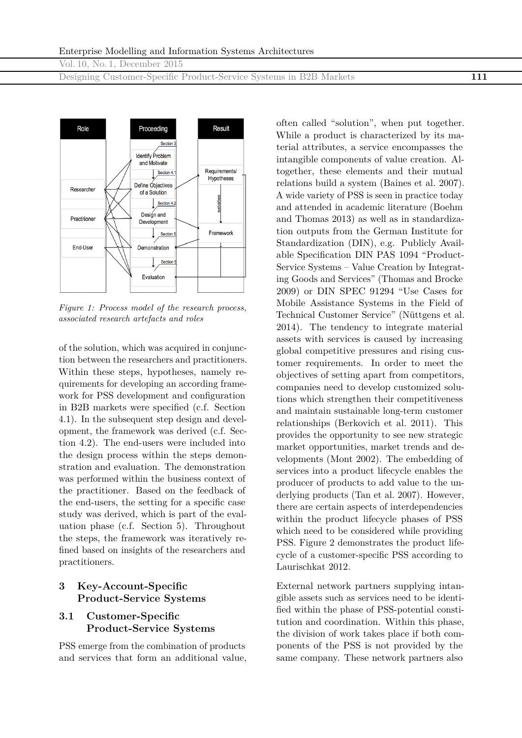Figure 1: *Process model of the research process, associated research artefacts and roles*

of the solution, which was acquired in conjunction between the researchers and practitioners. Within these steps, hypotheses, namely requirements for developing an according framework for PSS development and configuration in B2B markets were specified (c.f. Section 4.1). In the subsequent step design and development, the framework was derived (c.f. Section 4.2). The end-users were included into the design process within the steps demonstration and evaluation. The demonstration was performed within the business context of the practitioner. Based on the feedback of the end-users, the setting for a specific case study was derived, which is part of the evaluation phase (c.f. Section 5). Throughout the steps, the framework was iteratively refined based on insights of the researchers and practitioners.

## 3 Key-Account-Specific Product-Service Systems

### 3.1 Customer-Specific Product-Service Systems

PSS emerge from the combination of products and services that form an additional value, often called "solution", when put together. While a product is characterized by its material attributes, a service encompasses the intangible components of value creation. Altogether, these elements and their mutual relations build a system (Baines et al. 2007). A wide variety of PSS is seen in practice today and attended in academic literature (Boehm and Thomas 2013) as well as in standardization outputs from the German Institute for Standardization (DIN), e.g. Publicly Available Specification DIN PAS 1094 "Product-Service Systems – Value Creation by Integrating Goods and Services" (Thomas and Brocke 2009) or DIN SPEC 91294 "Use Cases for Mobile Assistance Systems in the Field of Technical Customer Service" (Nüttgens et al. 2014). The tendency to integrate material assets with services is caused by increasing global competitive pressures and rising customer requirements. In order to meet the objectives of setting apart from competitors, companies need to develop customized solutions which strengthen their competitiveness and maintain sustainable long-term customer relationships (Berkovich et al. 2011). This provides the opportunity to see new strategic market opportunities, market trends and developments (Mont 2002). The embedding of services into a product lifecycle enables the producer of products to add value to the underlying products (Tan et al. 2007). However, there are certain aspects of interdependencies within the product lifecycle phases of PSS which need to be considered while providing PSS. Figure 2 demonstrates the product lifecycle of a customer-specific PSS according to Laurischkat 2012.

External network partners supplying intangible assets such as services need to be identified within the phase of PSS-potential constitution and coordination. Within this phase, the division of work takes place if both components of the PSS is not provided by the same company. These network partners also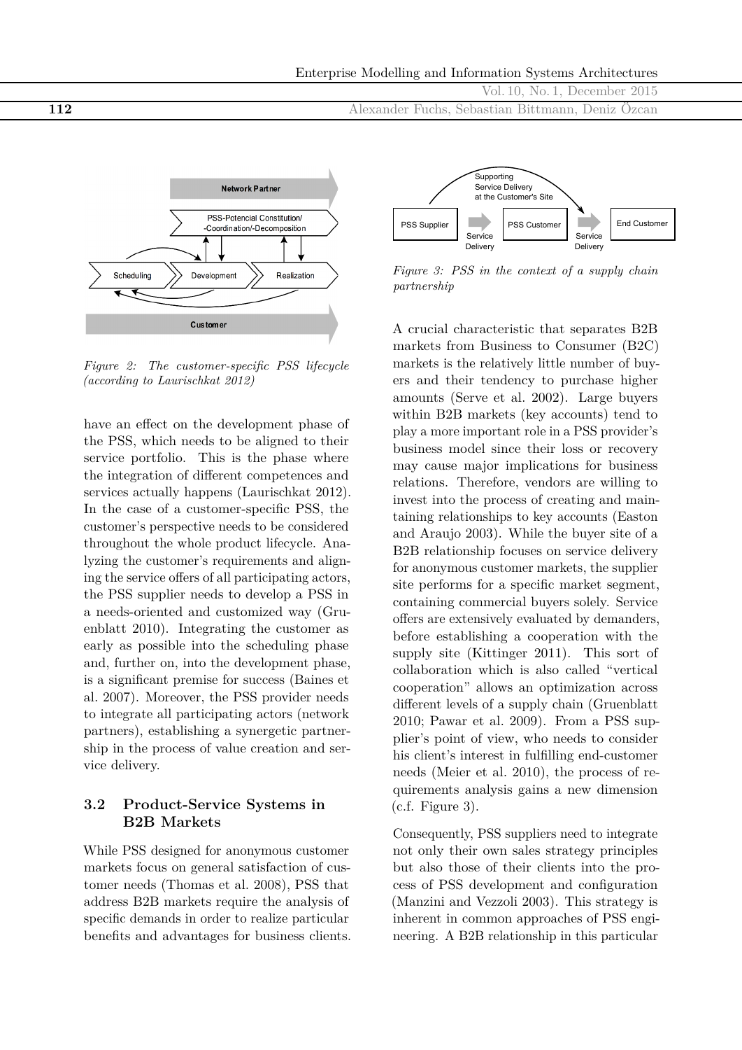Figure 2: The customer-specific PSS lifecycle (according to Laurischkat 2012)

have an effect on the development phase of the PSS, which needs to be aligned to their service portfolio. This is the phase where the integration of different competences and services actually happens (Laurischkat 2012). In the case of a customer-specific PSS, the customer's perspective needs to be considered throughout the whole product lifecycle. Analyzing the customer's requirements and aligning the service offers of all participating actors, the PSS supplier needs to develop a PSS in a needs-oriented and customized way (Gruenblatt 2010). Integrating the customer as early as possible into the scheduling phase and, further on, into the development phase, is a significant premise for success (Baines et al. 2007). Moreover, the PSS provider needs to integrate all participating actors (network partners), establishing a synergetic partnership in the process of value creation and service delivery.

### 3.2 Product-Service Systems in B2B Markets

While PSS designed for anonymous customer markets focus on general satisfaction of customer needs (Thomas et al. 2008), PSS that address B2B markets require the analysis of specific demands in order to realize particular benefits and advantages for business clients.

Figure 3: PSS in the context of a supply chain partnership

A crucial characteristic that separates B2B markets from Business to Consumer (B2C) markets is the relatively little number of buyers and their tendency to purchase higher amounts (Serve et al. 2002). Large buyers within B2B markets (key accounts) tend to play a more important role in a PSS provider's business model since their loss or recovery may cause major implications for business relations. Therefore, vendors are willing to invest into the process of creating and maintaining relationships to key accounts (Easton and Araujo 2003). While the buyer site of a B2B relationship focuses on service delivery for anonymous customer markets, the supplier site performs for a specific market segment, containing commercial buyers solely. Service offers are extensively evaluated by demanders, before establishing a cooperation with the supply site (Kittinger 2011). This sort of collaboration which is also called "vertical cooperation" allows an optimization across different levels of a supply chain (Gruenblatt 2010; Pawar et al. 2009). From a PSS supplier's point of view, who needs to consider his client's interest in fulfilling end-customer needs (Meier et al. 2010), the process of requirements analysis gains a new dimension (c.f. Figure 3).

Consequently, PSS suppliers need to integrate not only their own sales strategy principles but also those of their clients into the process of PSS development and configuration (Manzini and Vezzoli 2003). This strategy is inherent in common approaches of PSS engineering. A B2B relationship in this particular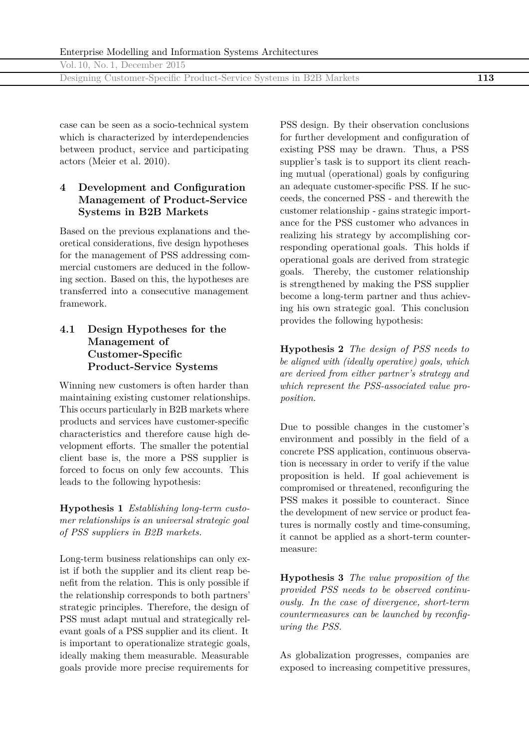case can be seen as a socio-technical system which is characterized by interdependencies between product, service and participating actors (Meier et al. 2010).

## 4 Development and Configuration Management of Product-Service Systems in B2B Markets

Based on the previous explanations and theoretical considerations, five design hypotheses for the management of PSS addressing commercial customers are deduced in the following section. Based on this, the hypotheses are transferred into a consecutive management framework.

### 4.1 Design Hypotheses for the Management of Customer-Specific Product-Service Systems

Winning new customers is often harder than maintaining existing customer relationships. This occurs particularly in B2B markets where products and services have customer-specific characteristics and therefore cause high development efforts. The smaller the potential client base is, the more a PSS supplier is forced to focus on only few accounts. This leads to the following hypothesis:

**Hypothesis 1** *Establishing long-term customer relationships is an universal strategic goal of PSS suppliers in B2B markets.*

Long-term business relationships can only exist if both the supplier and its client reap benefit from the relation. This is only possible if the relationship corresponds to both partners' strategic principles. Therefore, the design of PSS must adapt mutual and strategically relevant goals of a PSS supplier and its client. It is important to operationalize strategic goals, ideally making them measurable. Measurable goals provide more precise requirements for PSS design. By their observation conclusions for further development and configuration of existing PSS may be drawn. Thus, a PSS supplier's task is to support its client reaching mutual (operational) goals by configuring an adequate customer-specific PSS. If he succeeds, the concerned PSS - and therewith the customer relationship - gains strategic importance for the PSS customer who advances in realizing his strategy by accomplishing corresponding operational goals. This holds if operational goals are derived from strategic goals. Thereby, the customer relationship is strengthened by making the PSS supplier become a long-term partner and thus achieving his own strategic goal. This conclusion provides the following hypothesis:

**Hypothesis 2** *The design of PSS needs to be aligned with (ideally operative) goals, which are derived from either partner's strategy and which represent the PSS-associated value proposition.*

Due to possible changes in the customer's environment and possibly in the field of a concrete PSS application, continuous observation is necessary in order to verify if the value proposition is held. If goal achievement is compromised or threatened, reconfiguring the PSS makes it possible to counteract. Since the development of new service or product features is normally costly and time-consuming, it cannot be applied as a short-term countermeasure:

**Hypothesis 3** *The value proposition of the provided PSS needs to be observed continuously. In the case of divergence, short-term countermeasures can be launched by reconfiguring the PSS.*

As globalization progresses, companies are exposed to increasing competitive pressures,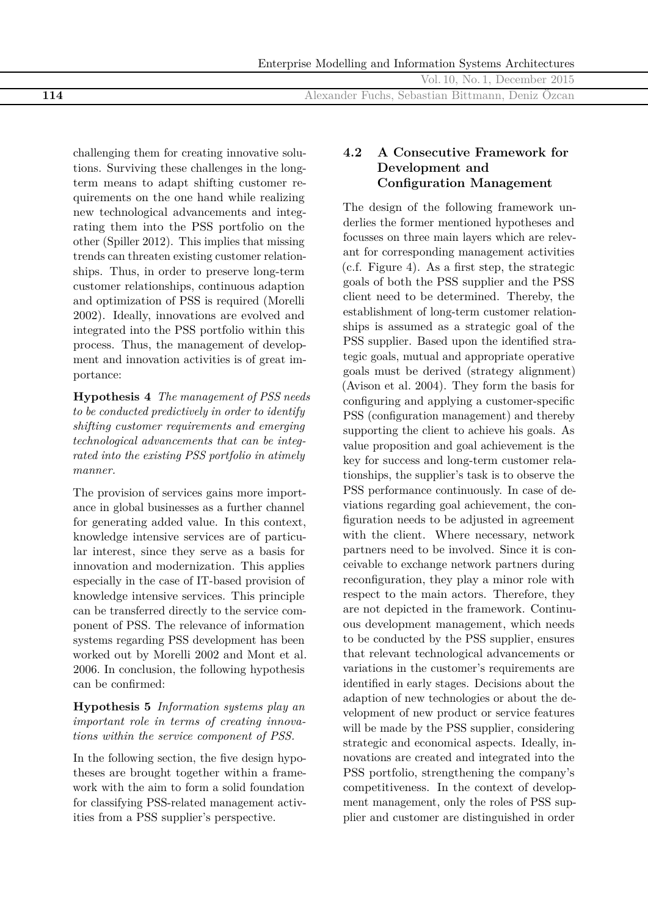challenging them for creating innovative solutions. Surviving these challenges in the long-term means to adapt shifting customer requirements on the one hand while realizing new technological advancements and integrating them into the PSS portfolio on the other (Spiller 2012). This implies that missing trends can threaten existing customer relationships. Thus, in order to preserve long-term customer relationships, continuous adaption and optimization of PSS is required (Morelli 2002). Ideally, innovations are evolved and integrated into the PSS portfolio within this process. Thus, the management of development and innovation activities is of great importance:

**Hypothesis 4** *The management of PSS needs to be conducted predictively in order to identify shifting customer requirements and emerging technological advancements that can be integrated into the existing PSS portfolio in atimely manner.*

The provision of services gains more importance in global businesses as a further channel for generating added value. In this context, knowledge intensive services are of particular interest, since they serve as a basis for innovation and modernization. This applies especially in the case of IT-based provision of knowledge intensive services. This principle can be transferred directly to the service component of PSS. The relevance of information systems regarding PSS development has been worked out by Morelli 2002 and Mont et al. 2006. In conclusion, the following hypothesis can be confirmed:

**Hypothesis 5** *Information systems play an important role in terms of creating innovations within the service component of PSS.*

In the following section, the five design hypotheses are brought together within a framework with the aim to form a solid foundation for classifying PSS-related management activities from a PSS supplier's perspective.

### 4.2 A Consecutive Framework for Development and Configuration Management

The design of the following framework underlies the former mentioned hypotheses and focusses on three main layers which are relevant for corresponding management activities (c.f. Figure 4). As a first step, the strategic goals of both the PSS supplier and the PSS client need to be determined. Thereby, the establishment of long-term customer relationships is assumed as a strategic goal of the PSS supplier. Based upon the identified strategic goals, mutual and appropriate operative goals must be derived (strategy alignment) (Avison et al. 2004). They form the basis for configuring and applying a customer-specific PSS (configuration management) and thereby supporting the client to achieve his goals. As value proposition and goal achievement is the key for success and long-term customer relationships, the supplier's task is to observe the PSS performance continuously. In case of deviations regarding goal achievement, the configuration needs to be adjusted in agreement with the client. Where necessary, network partners need to be involved. Since it is conceivable to exchange network partners during reconfiguration, they play a minor role with respect to the main actors. Therefore, they are not depicted in the framework. Continuous development management, which needs to be conducted by the PSS supplier, ensures that relevant technological advancements or variations in the customer's requirements are identified in early stages. Decisions about the adaption of new technologies or about the development of new product or service features will be made by the PSS supplier, considering strategic and economical aspects. Ideally, innovations are created and integrated into the PSS portfolio, strengthening the company's competitiveness. In the context of development management, only the roles of PSS supplier and customer are distinguished in order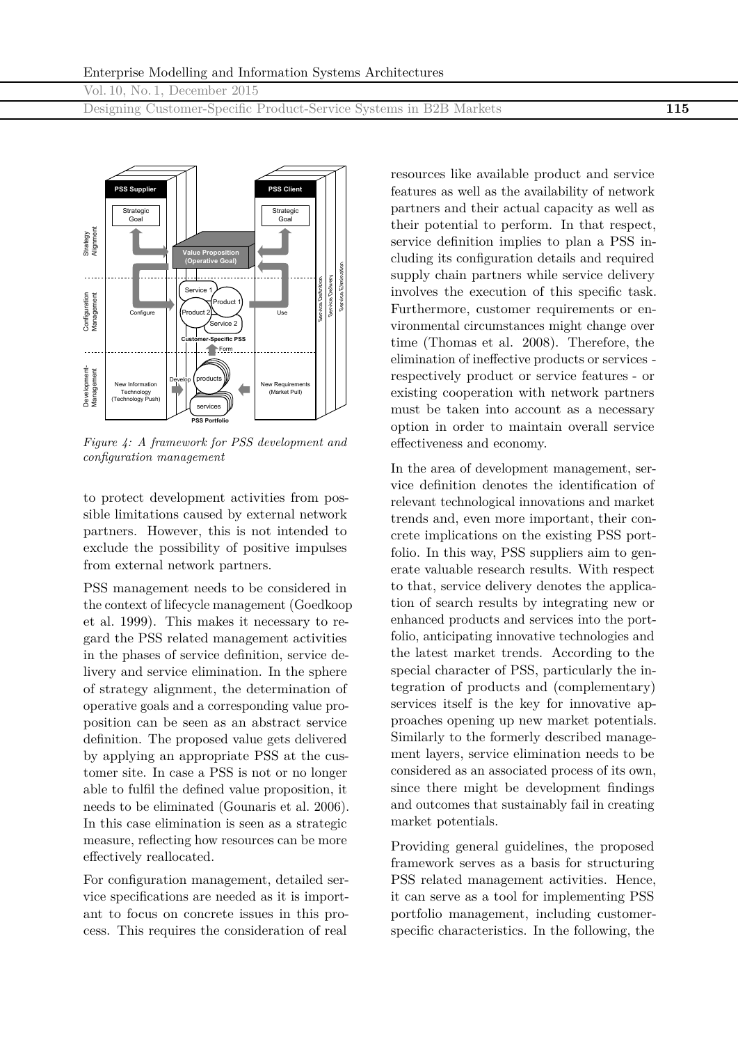*Figure 4: A framework for PSS development and configuration management*

to protect development activities from possible limitations caused by external network partners. However, this is not intended to exclude the possibility of positive impulses from external network partners.

PSS management needs to be considered in the context of lifecycle management (Goedkoop et al. 1999). This makes it necessary to regard the PSS related management activities in the phases of service definition, service delivery and service elimination. In the sphere of strategy alignment, the determination of operative goals and a corresponding value proposition can be seen as an abstract service definition. The proposed value gets delivered by applying an appropriate PSS at the customer site. In case a PSS is not or no longer able to fulfil the defined value proposition, it needs to be eliminated (Gounaris et al. 2006). In this case elimination is seen as a strategic measure, reflecting how resources can be more effectively reallocated.

For configuration management, detailed service specifications are needed as it is important to focus on concrete issues in this process. This requires the consideration of real resources like available product and service features as well as the availability of network partners and their actual capacity as well as their potential to perform. In that respect, service definition implies to plan a PSS including its configuration details and required supply chain partners while service delivery involves the execution of this specific task. Furthermore, customer requirements or environmental circumstances might change over time (Thomas et al. 2008). Therefore, the elimination of ineffective products or services - respectively product or service features - or existing cooperation with network partners must be taken into account as a necessary option in order to maintain overall service effectiveness and economy.

In the area of development management, service definition denotes the identification of relevant technological innovations and market trends and, even more important, their concrete implications on the existing PSS portfolio. In this way, PSS suppliers aim to generate valuable research results. With respect to that, service delivery denotes the application of search results by integrating new or enhanced products and services into the portfolio, anticipating innovative technologies and the latest market trends. According to the special character of PSS, particularly the integration of products and (complementary) services itself is the key for innovative approaches opening up new market potentials. Similarly to the formerly described management layers, service elimination needs to be considered as an associated process of its own, since there might be development findings and outcomes that sustainably fail in creating market potentials.

Providing general guidelines, the proposed framework serves as a basis for structuring PSS related management activities. Hence, it can serve as a tool for implementing PSS portfolio management, including customer-specific characteristics. In the following, the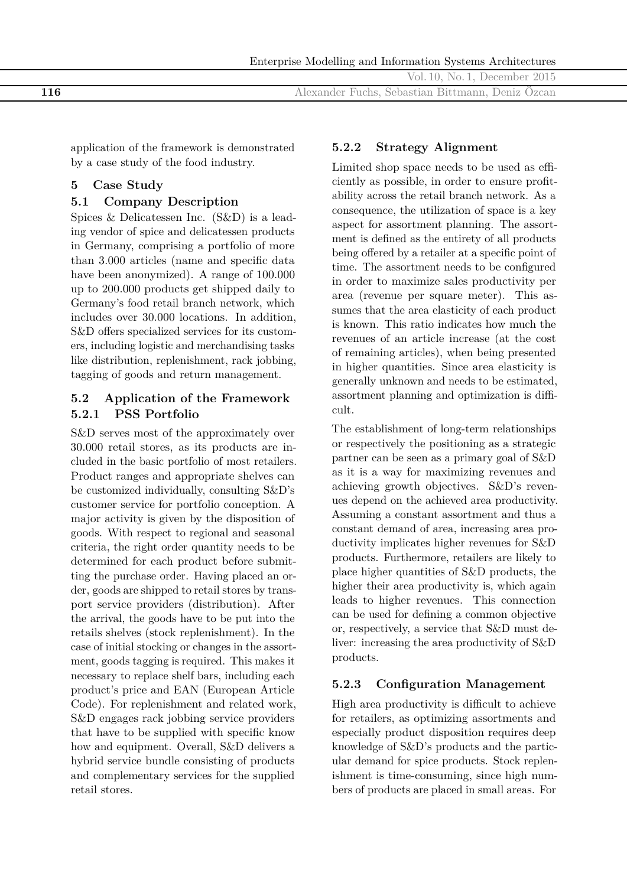application of the framework is demonstrated by a case study of the food industry.

## 5 Case Study

### 5.1 Company Description

Spices & Delicatessen Inc. (S&D) is a leading vendor of spice and delicatessen products in Germany, comprising a portfolio of more than 3.000 articles (name and specific data have been anonymized). A range of 100.000 up to 200.000 products get shipped daily to Germany's food retail branch network, which includes over 30.000 locations. In addition, S&D offers specialized services for its customers, including logistic and merchandising tasks like distribution, replenishment, rack jobbing, tagging of goods and return management.

### 5.2 Application of the Framework

#### 5.2.1 PSS Portfolio

S&D serves most of the approximately over 30.000 retail stores, as its products are included in the basic portfolio of most retailers. Product ranges and appropriate shelves can be customized individually, consulting S&D's customer service for portfolio conception. A major activity is given by the disposition of goods. With respect to regional and seasonal criteria, the right order quantity needs to be determined for each product before submitting the purchase order. Having placed an order, goods are shipped to retail stores by transport service providers (distribution). After the arrival, the goods have to be put into the retails shelves (stock replenishment). In the case of initial stocking or changes in the assortment, goods tagging is required. This makes it necessary to replace shelf bars, including each product's price and EAN (European Article Code). For replenishment and related work, S&D engages rack jobbing service providers that have to be supplied with specific know how and equipment. Overall, S&D delivers a hybrid service bundle consisting of products and complementary services for the supplied retail stores.

#### 5.2.2 Strategy Alignment

Limited shop space needs to be used as efficiently as possible, in order to ensure profitability across the retail branch network. As a consequence, the utilization of space is a key aspect for assortment planning. The assortment is defined as the entirety of all products being offered by a retailer at a specific point of time. The assortment needs to be configured in order to maximize sales productivity per area (revenue per square meter). This assumes that the area elasticity of each product is known. This ratio indicates how much the revenues of an article increase (at the cost of remaining articles), when being presented in higher quantities. Since area elasticity is generally unknown and needs to be estimated, assortment planning and optimization is difficult.

The establishment of long-term relationships or respectively the positioning as a strategic partner can be seen as a primary goal of S&D as it is a way for maximizing revenues and achieving growth objectives. S&D's revenues depend on the achieved area productivity. Assuming a constant assortment and thus a constant demand of area, increasing area productivity implicates higher revenues for S&D products. Furthermore, retailers are likely to place higher quantities of S&D products, the higher their area productivity is, which again leads to higher revenues. This connection can be used for defining a common objective or, respectively, a service that S&D must deliver: increasing the area productivity of S&D products.

#### 5.2.3 Configuration Management

High area productivity is difficult to achieve for retailers, as optimizing assortments and especially product disposition requires deep knowledge of S&D's products and the particular demand for spice products. Stock replenishment is time-consuming, since high numbers of products are placed in small areas. For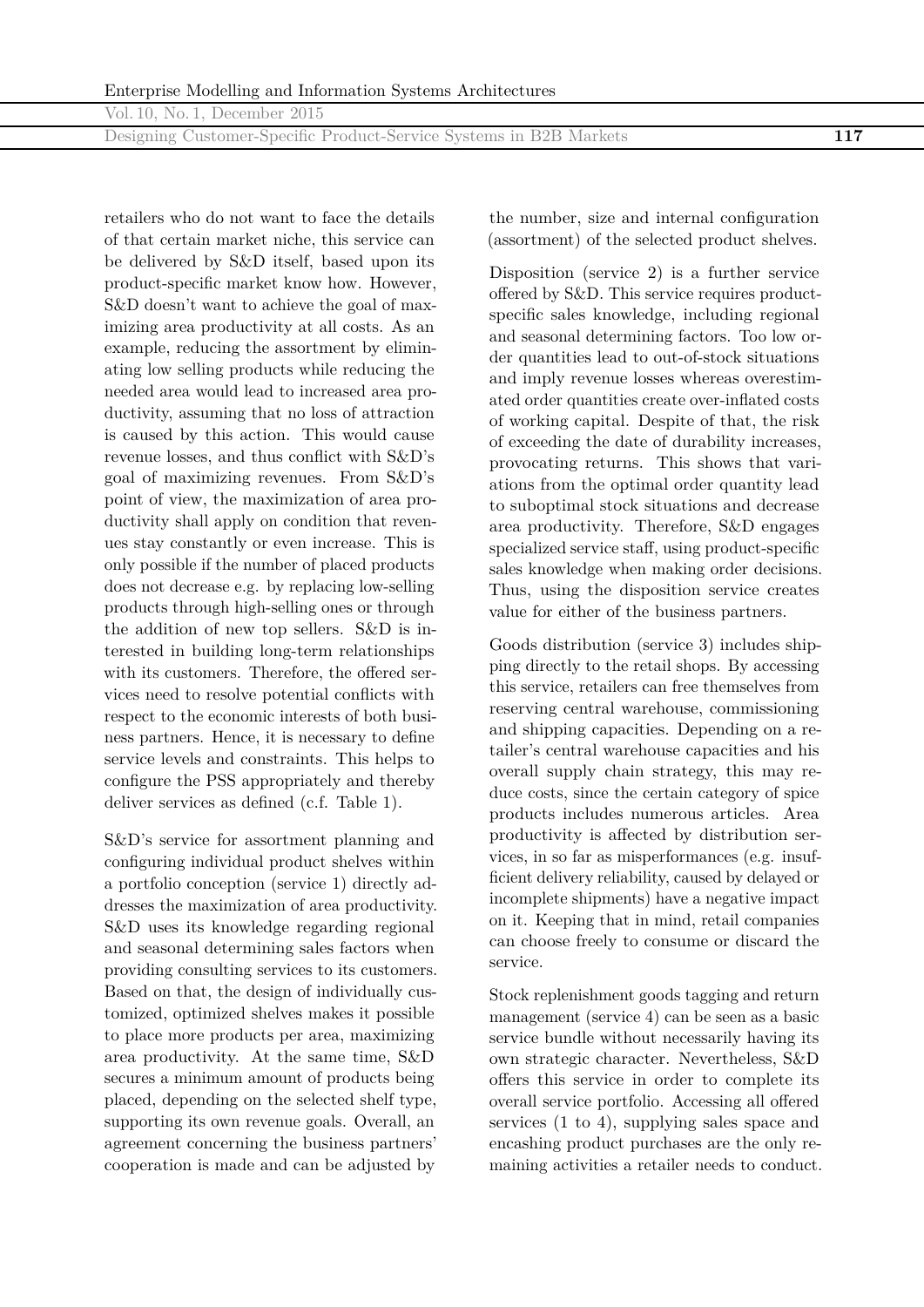retailers who do not want to face the details of that certain market niche, this service can be delivered by S&D itself, based upon its product-specific market know how. However, S&D doesn't want to achieve the goal of maximizing area productivity at all costs. As an example, reducing the assortment by eliminating low selling products while reducing the needed area would lead to increased area productivity, assuming that no loss of attraction is caused by this action. This would cause revenue losses, and thus conflict with S&D's goal of maximizing revenues. From S&D's point of view, the maximization of area productivity shall apply on condition that revenues stay constantly or even increase. This is only possible if the number of placed products does not decrease e.g. by replacing low-selling products through high-selling ones or through the addition of new top sellers. S&D is interested in building long-term relationships with its customers. Therefore, the offered services need to resolve potential conflicts with respect to the economic interests of both business partners. Hence, it is necessary to define service levels and constraints. This helps to configure the PSS appropriately and thereby deliver services as defined (c.f. Table 1).

S&D's service for assortment planning and configuring individual product shelves within a portfolio conception (service 1) directly addresses the maximization of area productivity. S&D uses its knowledge regarding regional and seasonal determining sales factors when providing consulting services to its customers. Based on that, the design of individually customized, optimized shelves makes it possible to place more products per area, maximizing area productivity. At the same time, S&D secures a minimum amount of products being placed, depending on the selected shelf type, supporting its own revenue goals. Overall, an agreement concerning the business partners' cooperation is made and can be adjusted by the number, size and internal configuration (assortment) of the selected product shelves.

Disposition (service 2) is a further service offered by S&D. This service requires product-specific sales knowledge, including regional and seasonal determining factors. Too low order quantities lead to out-of-stock situations and imply revenue losses whereas overestimated order quantities create over-inflated costs of working capital. Despite of that, the risk of exceeding the date of durability increases, provocating returns. This shows that variations from the optimal order quantity lead to suboptimal stock situations and decrease area productivity. Therefore, S&D engages specialized service staff, using product-specific sales knowledge when making order decisions. Thus, using the disposition service creates value for either of the business partners.

Goods distribution (service 3) includes shipping directly to the retail shops. By accessing this service, retailers can free themselves from reserving central warehouse, commissioning and shipping capacities. Depending on a retailer's central warehouse capacities and his overall supply chain strategy, this may reduce costs, since the certain category of spice products includes numerous articles. Area productivity is affected by distribution services, in so far as misperformances (e.g. insufficient delivery reliability, caused by delayed or incomplete shipments) have a negative impact on it. Keeping that in mind, retail companies can choose freely to consume or discard the service.

Stock replenishment goods tagging and return management (service 4) can be seen as a basic service bundle without necessarily having its own strategic character. Nevertheless, S&D offers this service in order to complete its overall service portfolio. Accessing all offered services (1 to 4), supplying sales space and encashing product purchases are the only remaining activities a retailer needs to conduct.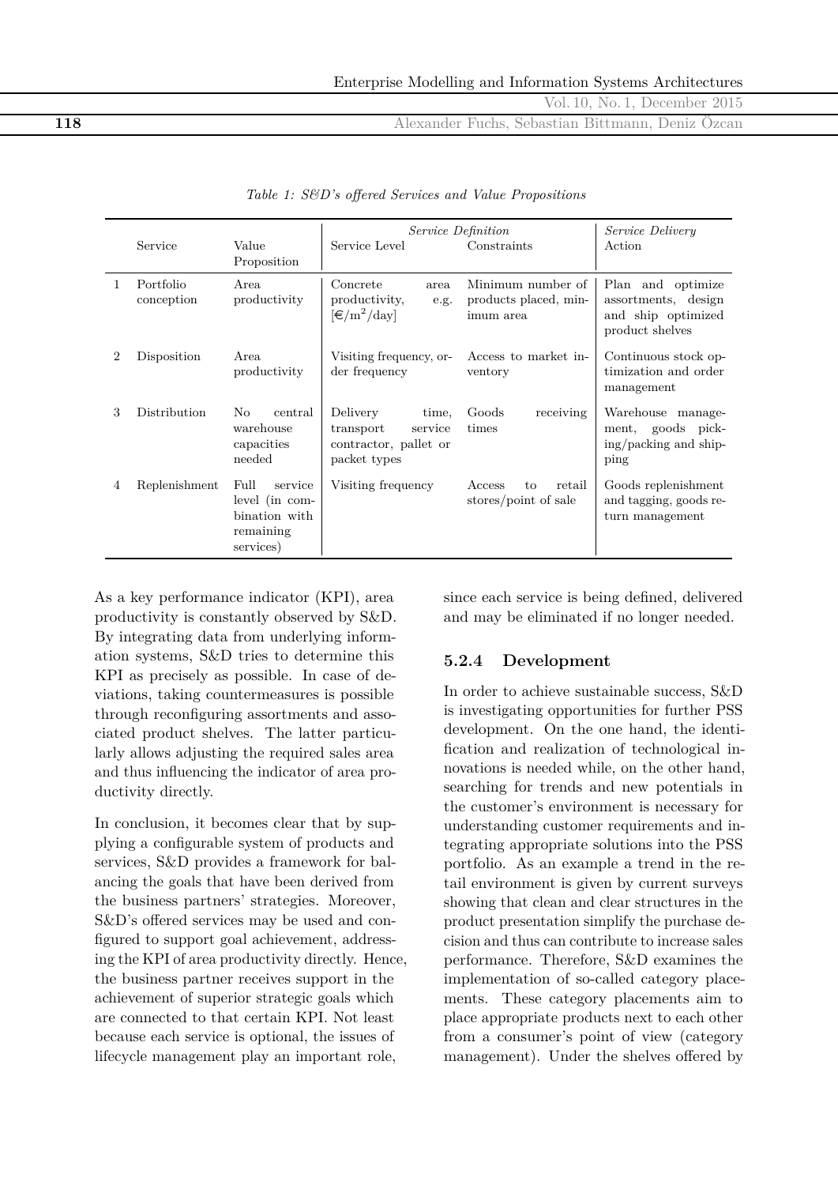*Table 1: S&D's offered Services and Value Propositions*

| | Service | Value Proposition | *Service Definition* Service Level | Constraints | *Service Delivery* Action |
|---|---|---|---|---|---|
| 1 | Portfolio conception | Area productivity | Concrete area productivity, e.g. [€/m$^2$/day] | Minimum number of products placed, minimum area | Plan and optimize assortments, design and ship optimized product shelves |
| 2 | Disposition | Area productivity | Visiting frequency, order frequency | Access to market inventory | Continuous stock optimization and order management |
| 3 | Distribution | No central warehouse capacities needed | Delivery time, transport service contractor, pallet or packet types | Goods receiving times | Warehouse management, goods picking/packing and shipping |
| 4 | Replenishment | Full service level (in combination with remaining services) | Visiting frequency | Access to retail stores/point of sale | Goods replenishment and tagging, goods return management |

As a key performance indicator (KPI), area productivity is constantly observed by S&D. By integrating data from underlying information systems, S&D tries to determine this KPI as precisely as possible. In case of deviations, taking countermeasures is possible through reconfiguring assortments and associated product shelves. The latter particularly allows adjusting the required sales area and thus influencing the indicator of area productivity directly.

In conclusion, it becomes clear that by supplying a configurable system of products and services, S&D provides a framework for balancing the goals that have been derived from the business partners' strategies. Moreover, S&D's offered services may be used and configured to support goal achievement, addressing the KPI of area productivity directly. Hence, the business partner receives support in the achievement of superior strategic goals which are connected to that certain KPI. Not least because each service is optional, the issues of lifecycle management play an important role, since each service is being defined, delivered and may be eliminated if no longer needed.

#### 5.2.4 Development

In order to achieve sustainable success, S&D is investigating opportunities for further PSS development. On the one hand, the identification and realization of technological innovations is needed while, on the other hand, searching for trends and new potentials in the customer's environment is necessary for understanding customer requirements and integrating appropriate solutions into the PSS portfolio. As an example a trend in the retail environment is given by current surveys showing that clean and clear structures in the product presentation simplify the purchase decision and thus can contribute to increase sales performance. Therefore, S&D examines the implementation of so-called category placements. These category placements aim to place appropriate products next to each other from a consumer's point of view (category management). Under the shelves offered by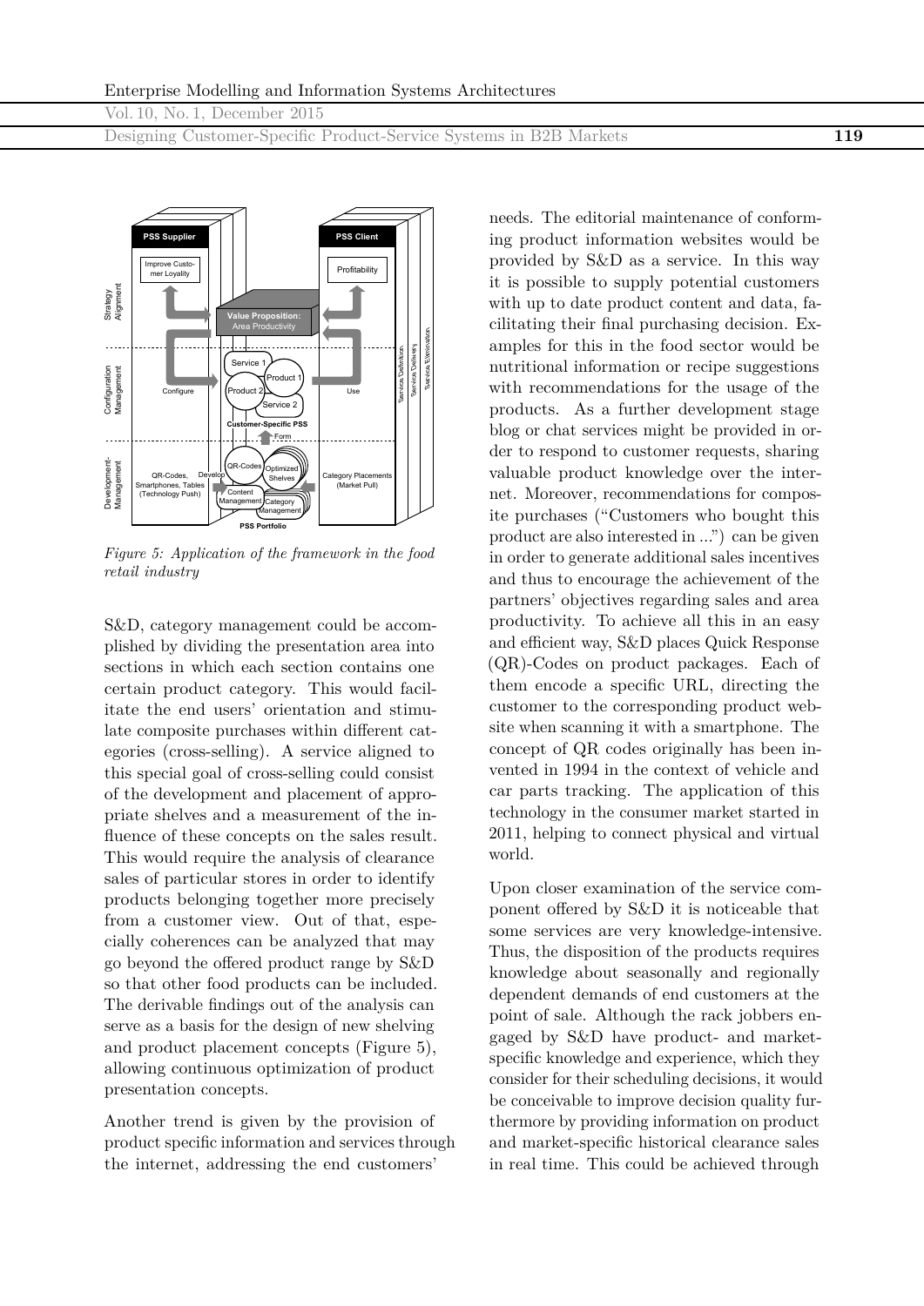*Figure 5: Application of the framework in the food retail industry*

S&D, category management could be accomplished by dividing the presentation area into sections in which each section contains one certain product category. This would facilitate the end users' orientation and stimulate composite purchases within different categories (cross-selling). A service aligned to this special goal of cross-selling could consist of the development and placement of appropriate shelves and a measurement of the influence of these concepts on the sales result. This would require the analysis of clearance sales of particular stores in order to identify products belonging together more precisely from a customer view. Out of that, especially coherences can be analyzed that may go beyond the offered product range by S&D so that other food products can be included. The derivable findings out of the analysis can serve as a basis for the design of new shelving and product placement concepts (Figure 5), allowing continuous optimization of product presentation concepts.

Another trend is given by the provision of product specific information and services through the internet, addressing the end customers' needs. The editorial maintenance of conforming product information websites would be provided by S&D as a service. In this way it is possible to supply potential customers with up to date product content and data, facilitating their final purchasing decision. Examples for this in the food sector would be nutritional information or recipe suggestions with recommendations for the usage of the products. As a further development stage blog or chat services might be provided in order to respond to customer requests, sharing valuable product knowledge over the internet. Moreover, recommendations for composite purchases ("Customers who bought this product are also interested in ...") can be given in order to generate additional sales incentives and thus to encourage the achievement of the partners' objectives regarding sales and area productivity. To achieve all this in an easy and efficient way, S&D places Quick Response (QR)-Codes on product packages. Each of them encode a specific URL, directing the customer to the corresponding product website when scanning it with a smartphone. The concept of QR codes originally has been invented in 1994 in the context of vehicle and car parts tracking. The application of this technology in the consumer market started in 2011, helping to connect physical and virtual world.

Upon closer examination of the service component offered by S&D it is noticeable that some services are very knowledge-intensive. Thus, the disposition of the products requires knowledge about seasonally and regionally dependent demands of end customers at the point of sale. Although the rack jobbers engaged by S&D have product- and market-specific knowledge and experience, which they consider for their scheduling decisions, it would be conceivable to improve decision quality furthermore by providing information on product and market-specific historical clearance sales in real time. This could be achieved through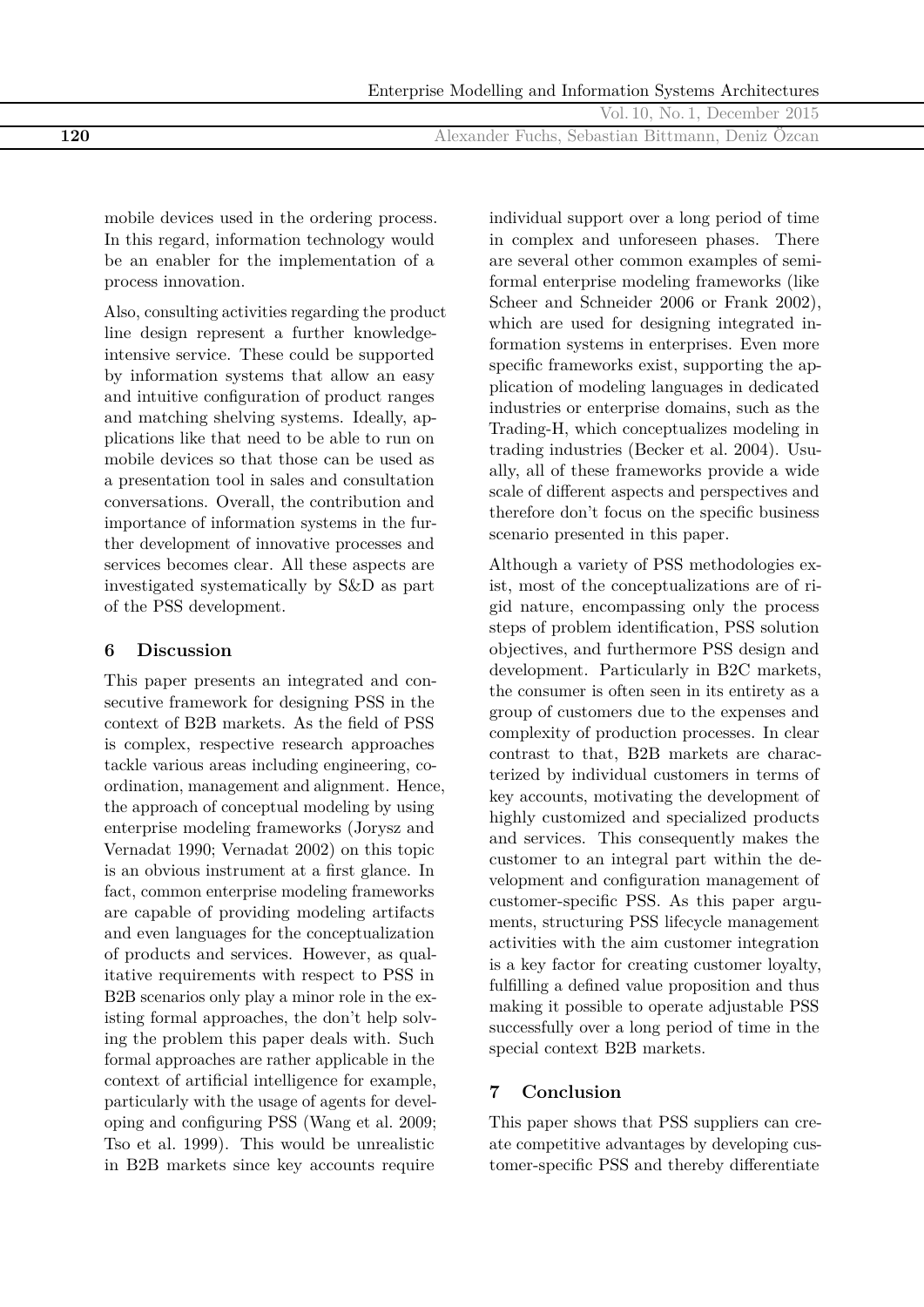mobile devices used in the ordering process. In this regard, information technology would be an enabler for the implementation of a process innovation.

Also, consulting activities regarding the product line design represent a further knowledge-intensive service. These could be supported by information systems that allow an easy and intuitive configuration of product ranges and matching shelving systems. Ideally, applications like that need to be able to run on mobile devices so that those can be used as a presentation tool in sales and consultation conversations. Overall, the contribution and importance of information systems in the further development of innovative processes and services becomes clear. All these aspects are investigated systematically by S&D as part of the PSS development.

## 6 Discussion

This paper presents an integrated and consecutive framework for designing PSS in the context of B2B markets. As the field of PSS is complex, respective research approaches tackle various areas including engineering, coordination, management and alignment. Hence, the approach of conceptual modeling by using enterprise modeling frameworks (Jorysz and Vernadat 1990; Vernadat 2002) on this topic is an obvious instrument at a first glance. In fact, common enterprise modeling frameworks are capable of providing modeling artifacts and even languages for the conceptualization of products and services. However, as qualitative requirements with respect to PSS in B2B scenarios only play a minor role in the existing formal approaches, the don't help solving the problem this paper deals with. Such formal approaches are rather applicable in the context of artificial intelligence for example, particularly with the usage of agents for developing and configuring PSS (Wang et al. 2009; Tso et al. 1999). This would be unrealistic in B2B markets since key accounts require individual support over a long period of time in complex and unforeseen phases. There are several other common examples of semi-formal enterprise modeling frameworks (like Scheer and Schneider 2006 or Frank 2002), which are used for designing integrated information systems in enterprises. Even more specific frameworks exist, supporting the application of modeling languages in dedicated industries or enterprise domains, such as the Trading-H, which conceptualizes modeling in trading industries (Becker et al. 2004). Usually, all of these frameworks provide a wide scale of different aspects and perspectives and therefore don't focus on the specific business scenario presented in this paper.

Although a variety of PSS methodologies exist, most of the conceptualizations are of rigid nature, encompassing only the process steps of problem identification, PSS solution objectives, and furthermore PSS design and development. Particularly in B2C markets, the consumer is often seen in its entirety as a group of customers due to the expenses and complexity of production processes. In clear contrast to that, B2B markets are characterized by individual customers in terms of key accounts, motivating the development of highly customized and specialized products and services. This consequently makes the customer to an integral part within the development and configuration management of customer-specific PSS. As this paper arguments, structuring PSS lifecycle management activities with the aim customer integration is a key factor for creating customer loyalty, fulfilling a defined value proposition and thus making it possible to operate adjustable PSS successfully over a long period of time in the special context B2B markets.

## 7 Conclusion

This paper shows that PSS suppliers can create competitive advantages by developing customer-specific PSS and thereby differentiate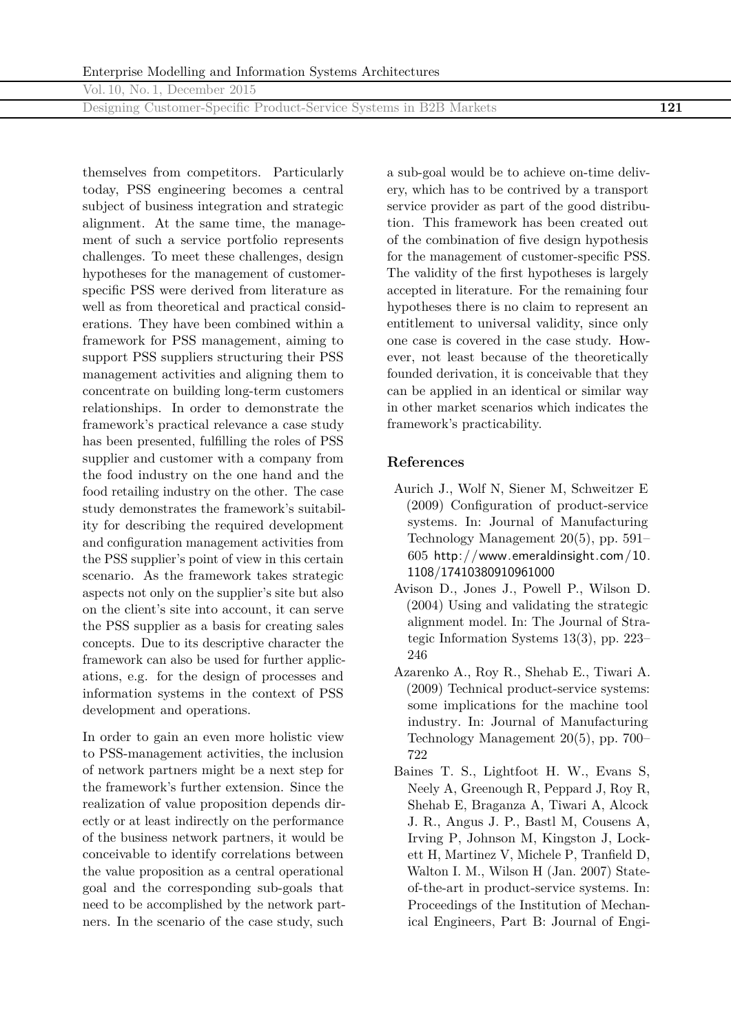themselves from competitors. Particularly today, PSS engineering becomes a central subject of business integration and strategic alignment. At the same time, the management of such a service portfolio represents challenges. To meet these challenges, design hypotheses for the management of customer-specific PSS were derived from literature as well as from theoretical and practical considerations. They have been combined within a framework for PSS management, aiming to support PSS suppliers structuring their PSS management activities and aligning them to concentrate on building long-term customers relationships. In order to demonstrate the framework's practical relevance a case study has been presented, fulfilling the roles of PSS supplier and customer with a company from the food industry on the one hand and the food retailing industry on the other. The case study demonstrates the framework's suitability for describing the required development and configuration management activities from the PSS supplier's point of view in this certain scenario. As the framework takes strategic aspects not only on the supplier's site but also on the client's site into account, it can serve the PSS supplier as a basis for creating sales concepts. Due to its descriptive character the framework can also be used for further applications, e.g. for the design of processes and information systems in the context of PSS development and operations.

In order to gain an even more holistic view to PSS-management activities, the inclusion of network partners might be a next step for the framework's further extension. Since the realization of value proposition depends directly or at least indirectly on the performance of the business network partners, it would be conceivable to identify correlations between the value proposition as a central operational goal and the corresponding sub-goals that need to be accomplished by the network partners. In the scenario of the case study, such a sub-goal would be to achieve on-time delivery, which has to be contrived by a transport service provider as part of the good distribution. This framework has been created out of the combination of five design hypothesis for the management of customer-specific PSS. The validity of the first hypotheses is largely accepted in literature. For the remaining four hypotheses there is no claim to represent an entitlement to universal validity, since only one case is covered in the case study. However, not least because of the theoretically founded derivation, it is conceivable that they can be applied in an identical or similar way in other market scenarios which indicates the framework's practicability.

## References

Aurich J., Wolf N, Siener M, Schweitzer E (2009) Configuration of product-service systems. In: Journal of Manufacturing Technology Management 20(5), pp. 591–605 http://www.emeraldinsight.com/10.1108/17410380910961000

Avison D., Jones J., Powell P., Wilson D. (2004) Using and validating the strategic alignment model. In: The Journal of Strategic Information Systems 13(3), pp. 223–246

Azarenko A., Roy R., Shehab E., Tiwari A. (2009) Technical product-service systems: some implications for the machine tool industry. In: Journal of Manufacturing Technology Management 20(5), pp. 700–722

Baines T. S., Lightfoot H. W., Evans S, Neely A, Greenough R, Peppard J, Roy R, Shehab E, Braganza A, Tiwari A, Alcock J. R., Angus J. P., Bastl M, Cousens A, Irving P, Johnson M, Kingston J, Lockett H, Martinez V, Michele P, Tranfield D, Walton I. M., Wilson H (Jan. 2007) State-of-the-art in product-service systems. In: Proceedings of the Institution of Mechanical Engineers, Part B: Journal of Engi-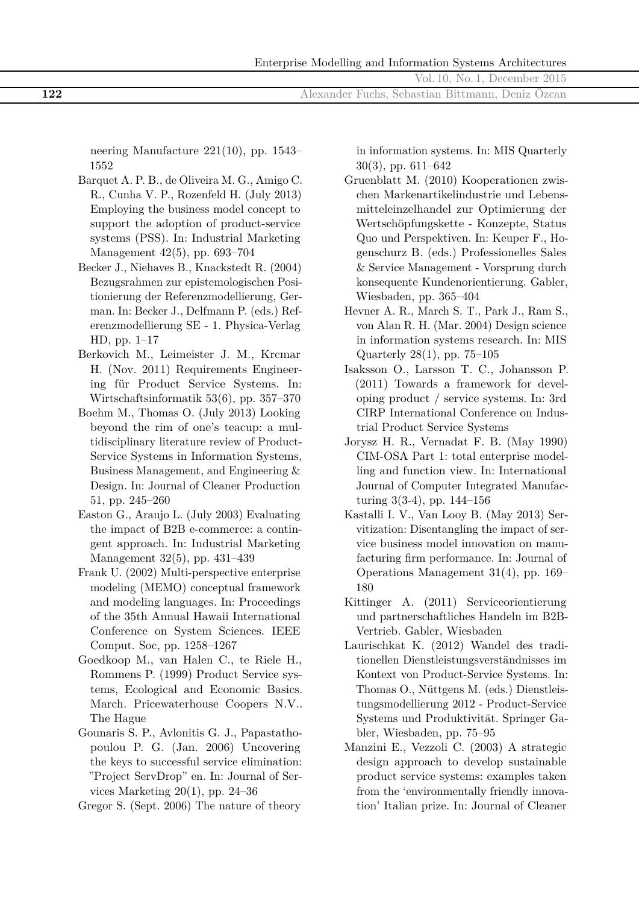neering Manufacture 221(10), pp. 1543–1552

Barquet A. P. B., de Oliveira M. G., Amigo C. R., Cunha V. P., Rozenfeld H. (July 2013) Employing the business model concept to support the adoption of product-service systems (PSS). In: Industrial Marketing Management 42(5), pp. 693–704

Becker J., Niehaves B., Knackstedt R. (2004) Bezugsrahmen zur epistemologischen Positionierung der Referenzmodellierung, German. In: Becker J., Delfmann P. (eds.) Referenzmodellierung SE - 1. Physica-Verlag HD, pp. 1–17

Berkovich M., Leimeister J. M., Krcmar H. (Nov. 2011) Requirements Engineering für Product Service Systems. In: Wirtschaftsinformatik 53(6), pp. 357–370

Boehm M., Thomas O. (July 2013) Looking beyond the rim of one's teacup: a multidisciplinary literature review of Product-Service Systems in Information Systems, Business Management, and Engineering & Design. In: Journal of Cleaner Production 51, pp. 245–260

Easton G., Araujo L. (July 2003) Evaluating the impact of B2B e-commerce: a contingent approach. In: Industrial Marketing Management 32(5), pp. 431–439

Frank U. (2002) Multi-perspective enterprise modeling (MEMO) conceptual framework and modeling languages. In: Proceedings of the 35th Annual Hawaii International Conference on System Sciences. IEEE Comput. Soc, pp. 1258–1267

Goedkoop M., van Halen C., te Riele H., Rommens P. (1999) Product Service systems, Ecological and Economic Basics. March. Pricewaterhouse Coopers N.V.. The Hague

Gounaris S. P., Avlonitis G. J., Papastathopoulou P. G. (Jan. 2006) Uncovering the keys to successful service elimination: "Project ServDrop" en. In: Journal of Services Marketing 20(1), pp. 24–36

Gregor S. (Sept. 2006) The nature of theory in information systems. In: MIS Quarterly 30(3), pp. 611–642

Gruenblatt M. (2010) Kooperationen zwischen Markenartikelindustrie und Lebensmitteleinzelhandel zur Optimierung der Wertschöpfungskette - Konzepte, Status Quo und Perspektiven. In: Keuper F., Hogenschurz B. (eds.) Professionelles Sales & Service Management - Vorsprung durch konsequente Kundenorientierung. Gabler, Wiesbaden, pp. 365–404

Hevner A. R., March S. T., Park J., Ram S., von Alan R. H. (Mar. 2004) Design science in information systems research. In: MIS Quarterly 28(1), pp. 75–105

Isaksson O., Larsson T. C., Johansson P. (2011) Towards a framework for developing product / service systems. In: 3rd CIRP International Conference on Industrial Product Service Systems

Jorysz H. R., Vernadat F. B. (May 1990) CIM-OSA Part 1: total enterprise modelling and function view. In: International Journal of Computer Integrated Manufacturing 3(3-4), pp. 144–156

Kastalli I. V., Van Looy B. (May 2013) Servitization: Disentangling the impact of service business model innovation on manufacturing firm performance. In: Journal of Operations Management 31(4), pp. 169–180

Kittinger A. (2011) Serviceorientierung und partnerschaftliches Handeln im B2B-Vertrieb. Gabler, Wiesbaden

Laurischkat K. (2012) Wandel des traditionellen Dienstleistungsverständnisses im Kontext von Product-Service Systems. In: Thomas O., Nüttgens M. (eds.) Dienstleistungsmodellierung 2012 - Product-Service Systems und Produktivität. Springer Gabler, Wiesbaden, pp. 75–95

Manzini E., Vezzoli C. (2003) A strategic design approach to develop sustainable product service systems: examples taken from the 'environmentally friendly innovation' Italian prize. In: Journal of Cleaner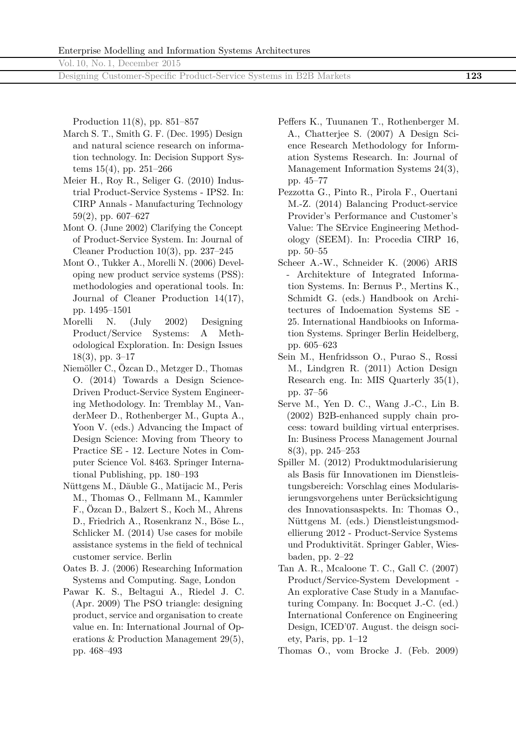Production 11(8), pp. 851–857

March S. T., Smith G. F. (Dec. 1995) Design and natural science research on information technology. In: Decision Support Systems 15(4), pp. 251–266

Meier H., Roy R., Seliger G. (2010) Industrial Product-Service Systems - IPS2. In: CIRP Annals - Manufacturing Technology 59(2), pp. 607–627

Mont O. (June 2002) Clarifying the Concept of Product-Service System. In: Journal of Cleaner Production 10(3), pp. 237–245

Mont O., Tukker A., Morelli N. (2006) Developing new product service systems (PSS): methodologies and operational tools. In: Journal of Cleaner Production 14(17), pp. 1495–1501

Morelli N. (July 2002) Designing Product/Service Systems: A Methodological Exploration. In: Design Issues 18(3), pp. 3–17

Niemöller C., Özcan D., Metzger D., Thomas O. (2014) Towards a Design Science-Driven Product-Service System Engineering Methodology. In: Tremblay M., VanderMeer D., Rothenberger M., Gupta A., Yoon V. (eds.) Advancing the Impact of Design Science: Moving from Theory to Practice SE - 12. Lecture Notes in Computer Science Vol. 8463. Springer International Publishing, pp. 180–193

Nüttgens M., Däuble G., Matijacic M., Peris M., Thomas O., Fellmann M., Kammler F., Özcan D., Balzert S., Koch M., Ahrens D., Friedrich A., Rosenkranz N., Böse L., Schlicker M. (2014) Use cases for mobile assistance systems in the field of technical customer service. Berlin

Oates B. J. (2006) Researching Information Systems and Computing. Sage, London

Pawar K. S., Beltagui A., Riedel J. C. (Apr. 2009) The PSO triangle: designing product, service and organisation to create value en. In: International Journal of Operations & Production Management 29(5), pp. 468–493

Peffers K., Tuunanen T., Rothenberger M. A., Chatterjee S. (2007) A Design Science Research Methodology for Information Systems Research. In: Journal of Management Information Systems 24(3), pp. 45–77

Pezzotta G., Pinto R., Pirola F., Ouertani M.-Z. (2014) Balancing Product-service Provider's Performance and Customer's Value: The SErvice Engineering Methodology (SEEM). In: Procedia CIRP 16, pp. 50–55

Scheer A.-W., Schneider K. (2006) ARIS - Architektur of Integrated Information Systems. In: Bernus P., Mertins K., Schmidt G. (eds.) Handbook on Architectures of Indoemation Systems SE - 25. International Handbiooks on Information Systems. Springer Berlin Heidelberg, pp. 605–623

Sein M., Henfridsson O., Purao S., Rossi M., Lindgren R. (2011) Action Design Research eng. In: MIS Quarterly 35(1), pp. 37–56

Serve M., Yen D. C., Wang J.-C., Lin B. (2002) B2B-enhanced supply chain process: toward building virtual enterprises. In: Business Process Management Journal 8(3), pp. 245–253

Spiller M. (2012) Produktmodularisierung als Basis für Innovationen im Dienstleistungsbereich: Vorschlag eines Modularisierungsvorgehens unter Berücksichtigung des Innovationsaspekts. In: Thomas O., Nüttgens M. (eds.) Dienstleistungsmodellierung 2012 - Product-Service Systems und Produktivität. Springer Gabler, Wiesbaden, pp. 2–22

Tan A. R., Mcaloone T. C., Gall C. (2007) Product/Service-System Development - An explorative Case Study in a Manufacturing Company. In: Bocquet J.-C. (ed.) International Conference on Engineering Design, ICED'07. August. the deisgn society, Paris, pp. 1–12

Thomas O., vom Brocke J. (Feb. 2009)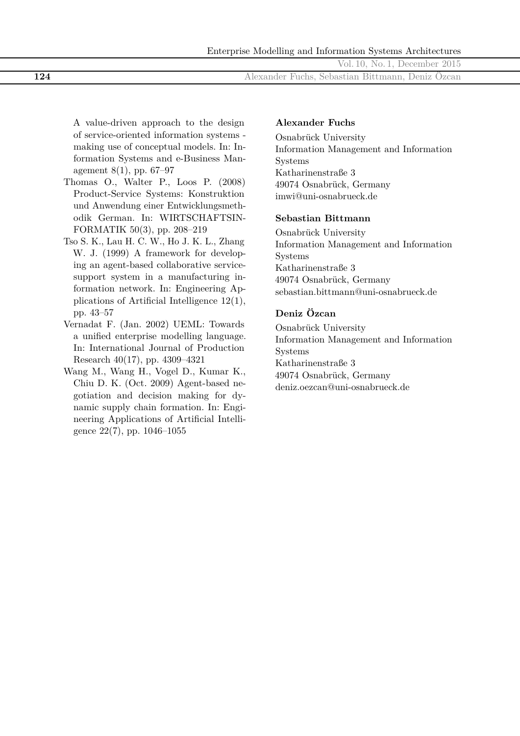A value-driven approach to the design of service-oriented information systems - making use of conceptual models. In: Information Systems and e-Business Management 8(1), pp. 67–97

Thomas O., Walter P., Loos P. (2008) Product-Service Systems: Konstruktion und Anwendung einer Entwicklungsmethodik German. In: WIRTSCHAFTSINFORMATIK 50(3), pp. 208–219

Tso S. K., Lau H. C. W., Ho J. K. L., Zhang W. J. (1999) A framework for developing an agent-based collaborative service-support system in a manufacturing information network. In: Engineering Applications of Artificial Intelligence 12(1), pp. 43–57

Vernadat F. (Jan. 2002) UEML: Towards a unified enterprise modelling language. In: International Journal of Production Research 40(17), pp. 4309–4321

Wang M., Wang H., Vogel D., Kumar K., Chiu D. K. (Oct. 2009) Agent-based negotiation and decision making for dynamic supply chain formation. In: Engineering Applications of Artificial Intelligence 22(7), pp. 1046–1055

**Alexander Fuchs**

Osnabrück University
Information Management and Information Systems
Katharinenstraße 3
49074 Osnabrück, Germany
imwi@uni-osnabrueck.de

**Sebastian Bittmann**

Osnabrück University
Information Management and Information Systems
Katharinenstraße 3
49074 Osnabrück, Germany
sebastian.bittmann@uni-osnabrueck.de

**Deniz Özcan**

Osnabrück University
Information Management and Information Systems
Katharinenstraße 3
49074 Osnabrück, Germany
deniz.oezcan@uni-osnabrueck.de